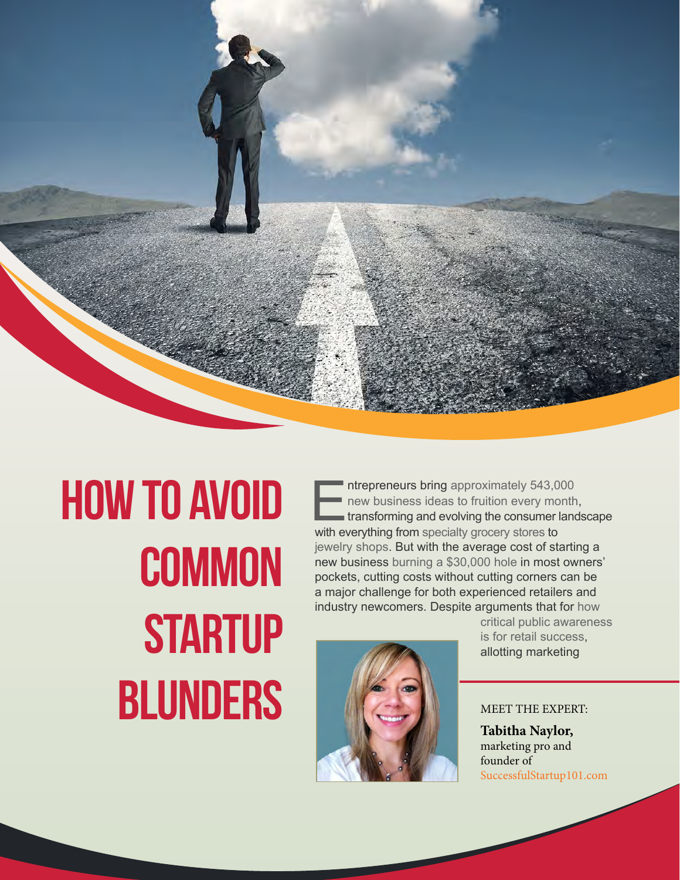# How to Avoid Common Startup Blunders

Entrepreneurs bring approximately 543,000 new business ideas to fruition every month, transforming and evolving the consumer landscape with everything from specialty grocery stores to jewelry shops. But with the average cost of starting a new business burning a $30,000 hole in most owners' pockets, cutting costs without cutting corners can be a major challenge for both experienced retailers and industry newcomers. Despite arguments that for how critical public awareness is for retail success, allotting marketing

MEET THE EXPERT:

**Tabitha Naylor,** marketing pro and founder of SuccessfulStartup101.com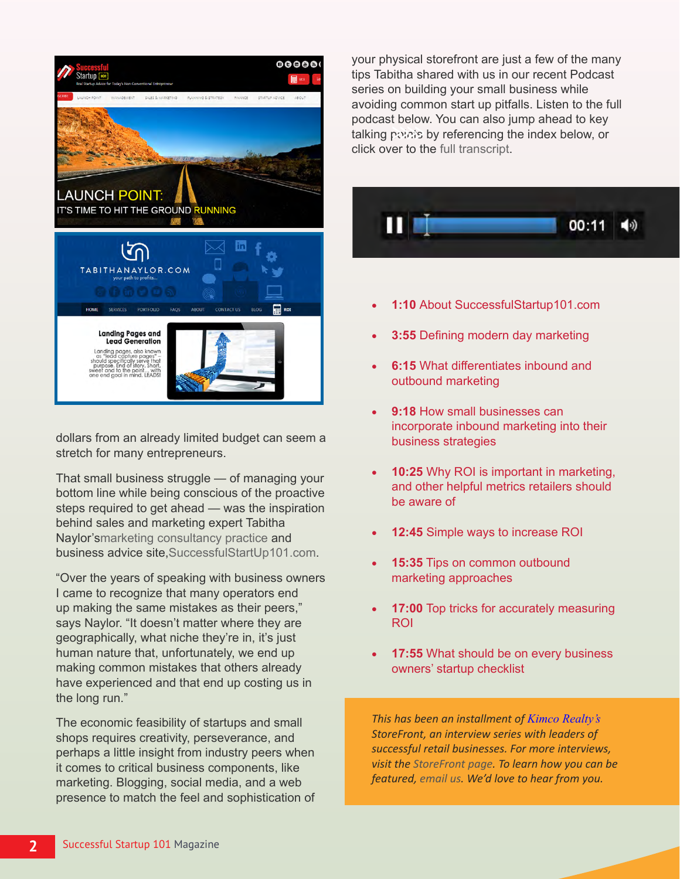dollars from an already limited budget can seem a stretch for many entrepreneurs.

That small business struggle — of managing your bottom line while being conscious of the proactive steps required to get ahead — was the inspiration behind sales and marketing expert Tabitha Naylor'smarketing consultancy practice and business advice site,SuccessfulStartUp101.com.

"Over the years of speaking with business owners I came to recognize that many operators end up making the same mistakes as their peers," says Naylor. "It doesn't matter where they are geographically, what niche they're in, it's just human nature that, unfortunately, we end up making common mistakes that others already have experienced and that end up costing us in the long run."

The economic feasibility of startups and small shops requires creativity, perseverance, and perhaps a little insight from industry peers when it comes to critical business components, like marketing. Blogging, social media, and a web presence to match the feel and sophistication of your physical storefront are just a few of the many tips Tabitha shared with us in our recent Podcast series on building your small business while avoiding common start up pitfalls. Listen to the full podcast below. You can also jump ahead to key talking points by referencing the index below, or click over to the full transcript.

- **1:10** About SuccessfulStartup101.com
- **3:55** Defining modern day marketing
- **6:15** What differentiates inbound and outbound marketing
- **9:18** How small businesses can incorporate inbound marketing into their business strategies
- **10:25** Why ROI is important in marketing, and other helpful metrics retailers should be aware of
- **12:45** Simple ways to increase ROI
- **15:35** Tips on common outbound marketing approaches
- **17:00** Top tricks for accurately measuring ROI
- **17:55** What should be on every business owners' startup checklist

*This has been an installment of Kimco Realty's StoreFront, an interview series with leaders of successful retail businesses. For more interviews, visit the StoreFront page. To learn how you can be featured, email us. We'd love to hear from you.*